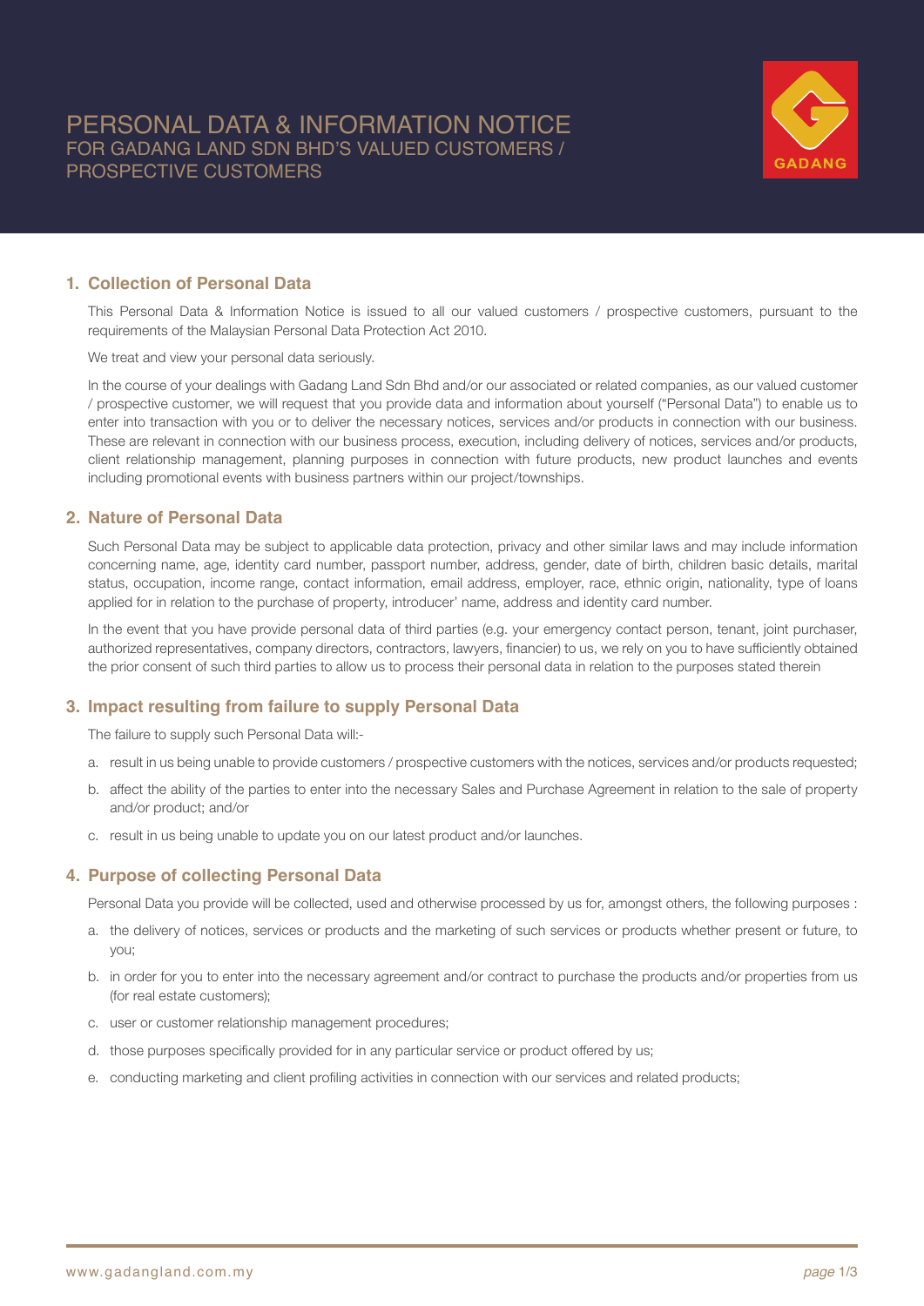# PERSONAL DATA & INFORMATION NOTICE

## FOR GADANG LAND SDN BHD'S VALUED CUSTOMERS / PROSPECTIVE CUSTOMERS

### 1. Collection of Personal Data

This Personal Data & Information Notice is issued to all our valued customers / prospective customers, pursuant to the requirements of the Malaysian Personal Data Protection Act 2010.

We treat and view your personal data seriously.

In the course of your dealings with Gadang Land Sdn Bhd and/or our associated or related companies, as our valued customer / prospective customer, we will request that you provide data and information about yourself ("Personal Data") to enable us to enter into transaction with you or to deliver the necessary notices, services and/or products in connection with our business. These are relevant in connection with our business process, execution, including delivery of notices, services and/or products, client relationship management, planning purposes in connection with future products, new product launches and events including promotional events with business partners within our project/townships.

### 2. Nature of Personal Data

Such Personal Data may be subject to applicable data protection, privacy and other similar laws and may include information concerning name, age, identity card number, passport number, address, gender, date of birth, children basic details, marital status, occupation, income range, contact information, email address, employer, race, ethnic origin, nationality, type of loans applied for in relation to the purchase of property, introducer' name, address and identity card number.

In the event that you have provide personal data of third parties (e.g. your emergency contact person, tenant, joint purchaser, authorized representatives, company directors, contractors, lawyers, financier) to us, we rely on you to have sufficiently obtained the prior consent of such third parties to allow us to process their personal data in relation to the purposes stated therein

### 3. Impact resulting from failure to supply Personal Data

The failure to supply such Personal Data will:-

a. result in us being unable to provide customers / prospective customers with the notices, services and/or products requested;

b. affect the ability of the parties to enter into the necessary Sales and Purchase Agreement in relation to the sale of property and/or product; and/or

c. result in us being unable to update you on our latest product and/or launches.

### 4. Purpose of collecting Personal Data

Personal Data you provide will be collected, used and otherwise processed by us for, amongst others, the following purposes :

a. the delivery of notices, services or products and the marketing of such services or products whether present or future, to you;

b. in order for you to enter into the necessary agreement and/or contract to purchase the products and/or properties from us (for real estate customers);

c. user or customer relationship management procedures;

d. those purposes specifically provided for in any particular service or product offered by us;

e. conducting marketing and client profiling activities in connection with our services and related products;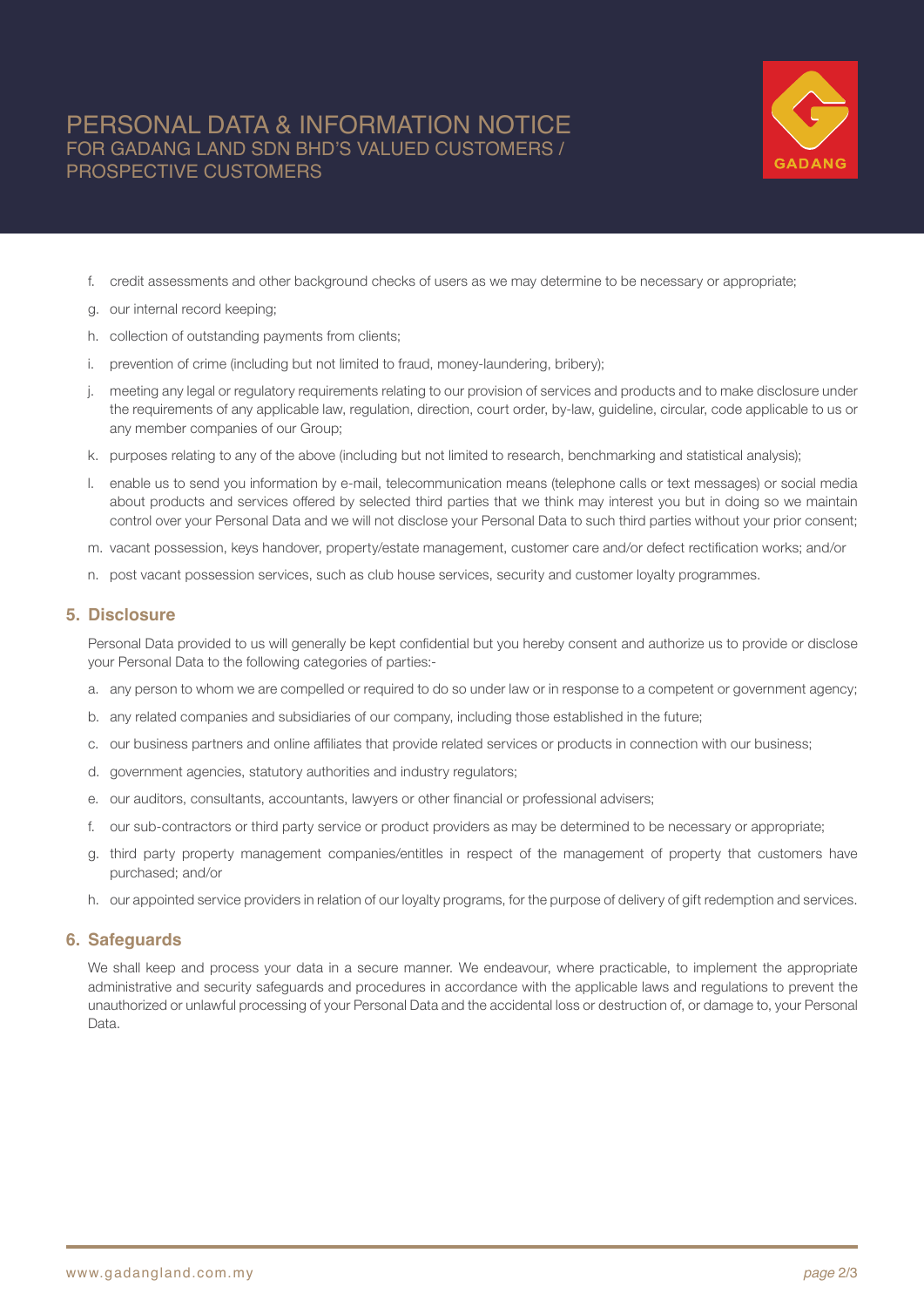f. credit assessments and other background checks of users as we may determine to be necessary or appropriate;

g. our internal record keeping;

h. collection of outstanding payments from clients;

i. prevention of crime (including but not limited to fraud, money-laundering, bribery);

j. meeting any legal or regulatory requirements relating to our provision of services and products and to make disclosure under the requirements of any applicable law, regulation, direction, court order, by-law, guideline, circular, code applicable to us or any member companies of our Group;

k. purposes relating to any of the above (including but not limited to research, benchmarking and statistical analysis);

l. enable us to send you information by e-mail, telecommunication means (telephone calls or text messages) or social media about products and services offered by selected third parties that we think may interest you but in doing so we maintain control over your Personal Data and we will not disclose your Personal Data to such third parties without your prior consent;

m. vacant possession, keys handover, property/estate management, customer care and/or defect rectification works; and/or

n. post vacant possession services, such as club house services, security and customer loyalty programmes.

## 5. Disclosure

Personal Data provided to us will generally be kept confidential but you hereby consent and authorize us to provide or disclose your Personal Data to the following categories of parties:-

a. any person to whom we are compelled or required to do so under law or in response to a competent or government agency;

b. any related companies and subsidiaries of our company, including those established in the future;

c. our business partners and online affiliates that provide related services or products in connection with our business;

d. government agencies, statutory authorities and industry regulators;

e. our auditors, consultants, accountants, lawyers or other financial or professional advisers;

f. our sub-contractors or third party service or product providers as may be determined to be necessary or appropriate;

g. third party property management companies/entitles in respect of the management of property that customers have purchased; and/or

h. our appointed service providers in relation of our loyalty programs, for the purpose of delivery of gift redemption and services.

## 6. Safeguards

We shall keep and process your data in a secure manner. We endeavour, where practicable, to implement the appropriate administrative and security safeguards and procedures in accordance with the applicable laws and regulations to prevent the unauthorized or unlawful processing of your Personal Data and the accidental loss or destruction of, or damage to, your Personal Data.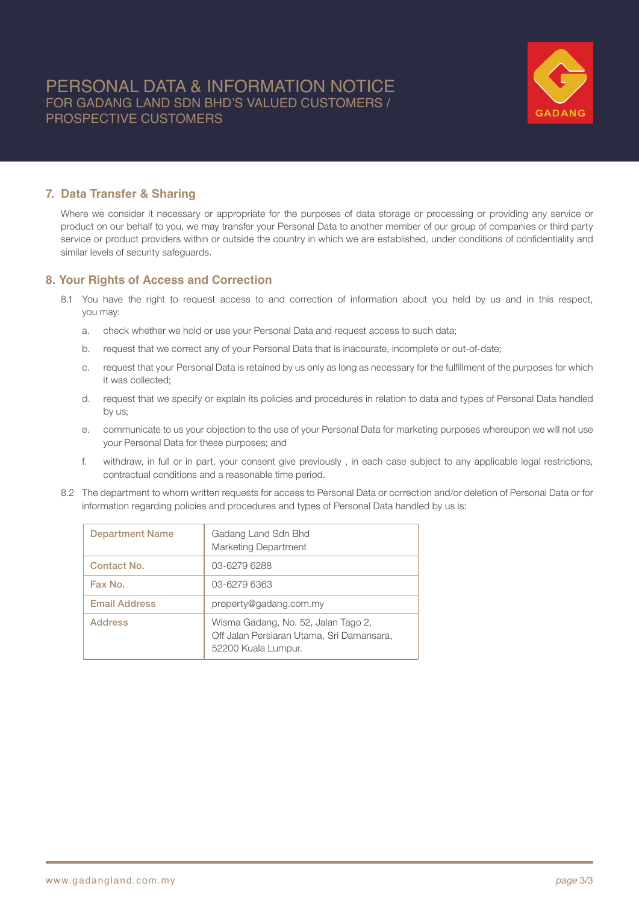## 7. Data Transfer & Sharing

Where we consider it necessary or appropriate for the purposes of data storage or processing or providing any service or product on our behalf to you, we may transfer your Personal Data to another member of our group of companies or third party service or product providers within or outside the country in which we are established, under conditions of confidentiality and similar levels of security safeguards.

## 8. Your Rights of Access and Correction

8.1 You have the right to request access to and correction of information about you held by us and in this respect, you may:

a. check whether we hold or use your Personal Data and request access to such data;

b. request that we correct any of your Personal Data that is inaccurate, incomplete or out-of-date;

c. request that your Personal Data is retained by us only as long as necessary for the fulfillment of the purposes for which it was collected;

d. request that we specify or explain its policies and procedures in relation to data and types of Personal Data handled by us;

e. communicate to us your objection to the use of your Personal Data for marketing purposes whereupon we will not use your Personal Data for these purposes; and

f. withdraw, in full or in part, your consent give previously , in each case subject to any applicable legal restrictions, contractual conditions and a reasonable time period.

8.2 The department to whom written requests for access to Personal Data or correction and/or deletion of Personal Data or for information regarding policies and procedures and types of Personal Data handled by us is:

| | |
|---|---|
| Department Name | Gadang Land Sdn Bhd<br>Marketing Department |
| Contact No. | 03-6279 6288 |
| Fax No. | 03-6279 6363 |
| Email Address | property@gadang.com.my |
| Address | Wisma Gadang, No. 52, Jalan Tago 2,<br>Off Jalan Persiaran Utama, Sri Damansara,<br>52200 Kuala Lumpur. |